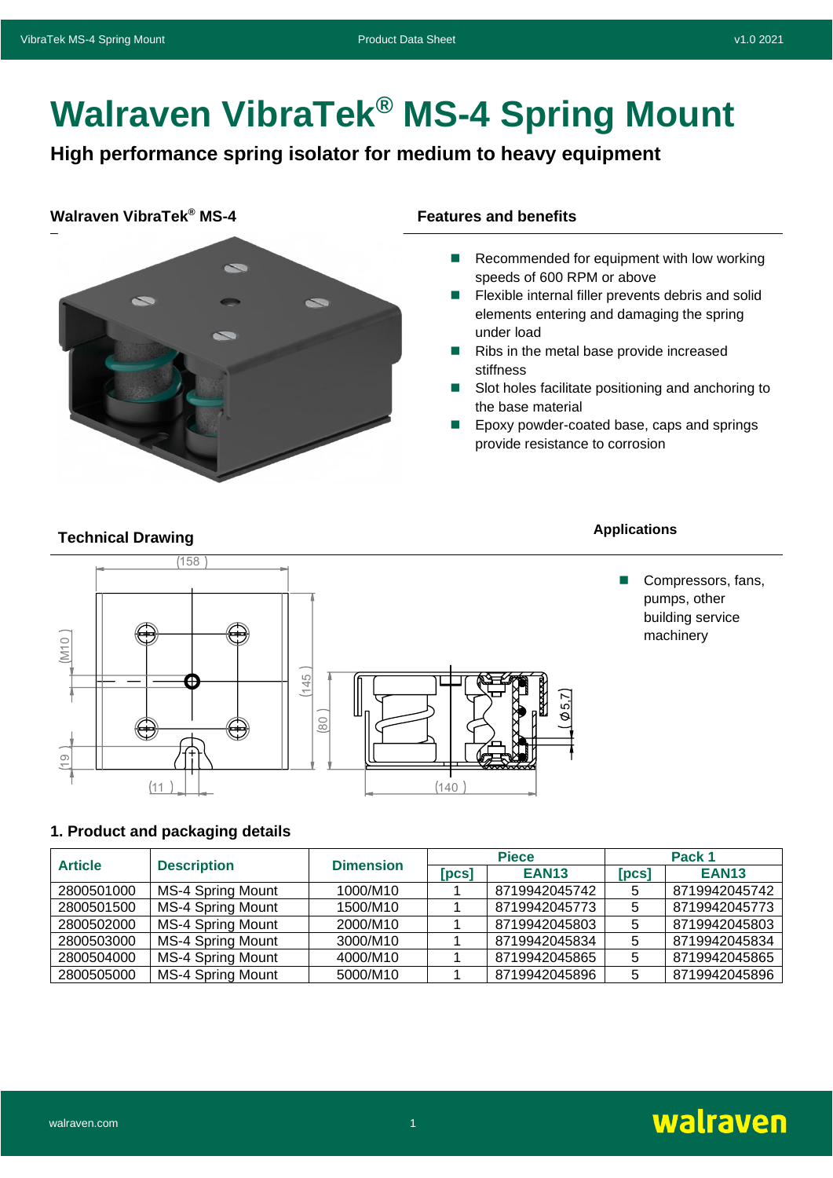# Walraven VibraTek® MS-4 Spring Mount

## High performance spring isolator for medium to heavy equipment

### Walraven VibraTek® MS-4

### Features and benefits

- Recommended for equipment with low working speeds of 600 RPM or above
- Flexible internal filler prevents debris and solid elements entering and damaging the spring under load
- Ribs in the metal base provide increased stiffness
- Slot holes facilitate positioning and anchoring to the base material
- Epoxy powder-coated base, caps and springs provide resistance to corrosion

### Technical Drawing

### Applications

- Compressors, fans, pumps, other building service machinery

### 1. Product and packaging details

| Article | Description | Dimension | Piece | | Pack 1 | |
|---|---|---|---|---|---|---|
| | | | [pcs] | EAN13 | [pcs] | EAN13 |
| 2800501000 | MS-4 Spring Mount | 1000/M10 | 1 | 8719942045742 | 5 | 8719942045742 |
| 2800501500 | MS-4 Spring Mount | 1500/M10 | 1 | 8719942045773 | 5 | 8719942045773 |
| 2800502000 | MS-4 Spring Mount | 2000/M10 | 1 | 8719942045803 | 5 | 8719942045803 |
| 2800503000 | MS-4 Spring Mount | 3000/M10 | 1 | 8719942045834 | 5 | 8719942045834 |
| 2800504000 | MS-4 Spring Mount | 4000/M10 | 1 | 8719942045865 | 5 | 8719942045865 |
| 2800505000 | MS-4 Spring Mount | 5000/M10 | 1 | 8719942045896 | 5 | 8719942045896 |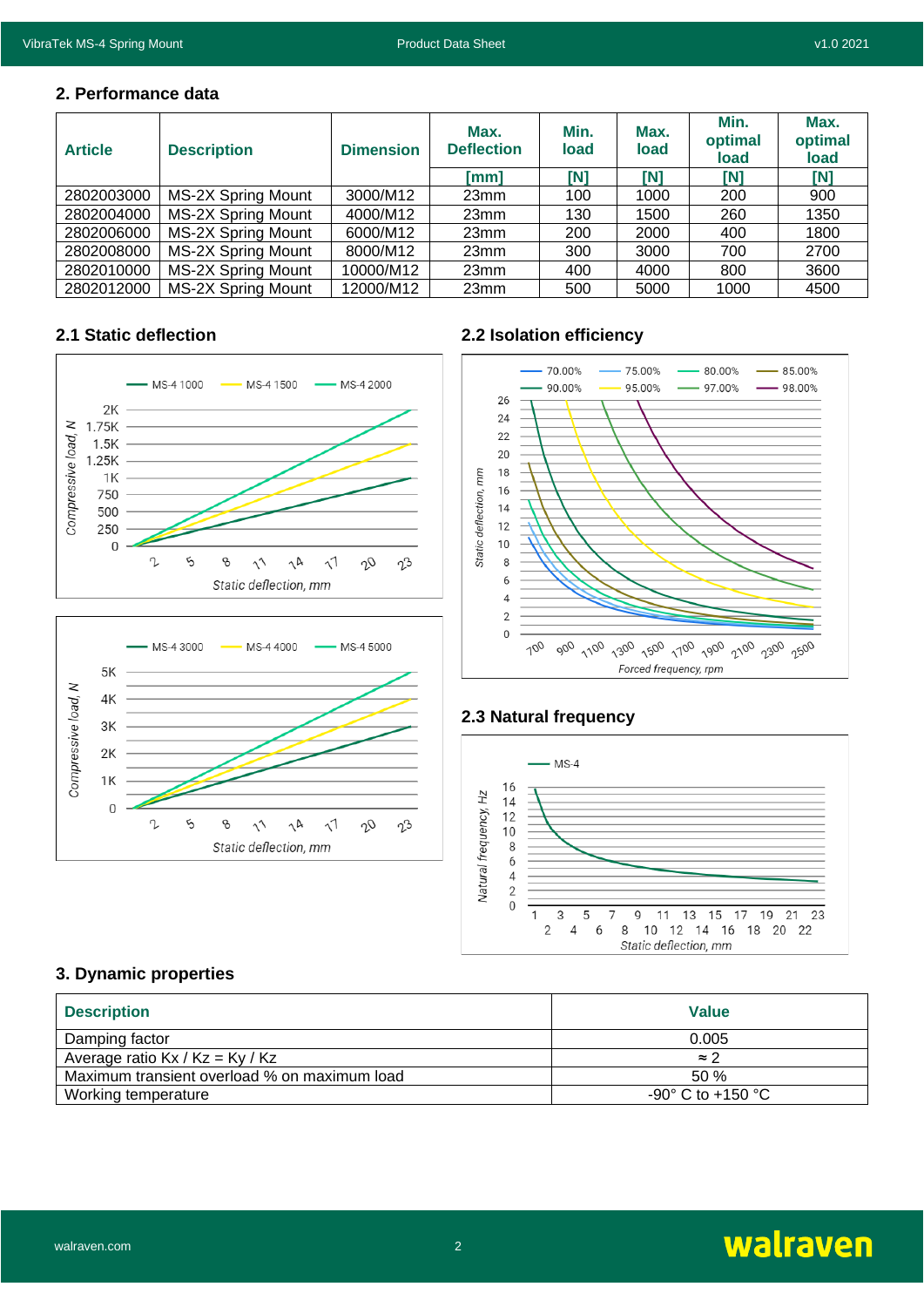## 2. Performance data

| Article | Description | Dimension | Max. Deflection [mm] | Min. load [N] | Max. load [N] | Min. optimal load [N] | Max. optimal load [N] |
|---|---|---|---|---|---|---|---|
| 2802003000 | MS-2X Spring Mount | 3000/M12 | 23mm | 100 | 1000 | 200 | 900 |
| 2802004000 | MS-2X Spring Mount | 4000/M12 | 23mm | 130 | 1500 | 260 | 1350 |
| 2802006000 | MS-2X Spring Mount | 6000/M12 | 23mm | 200 | 2000 | 400 | 1800 |
| 2802008000 | MS-2X Spring Mount | 8000/M12 | 23mm | 300 | 3000 | 700 | 2700 |
| 2802010000 | MS-2X Spring Mount | 10000/M12 | 23mm | 400 | 4000 | 800 | 3600 |
| 2802012000 | MS-2X Spring Mount | 12000/M12 | 23mm | 500 | 5000 | 1000 | 4500 |

### 2.1 Static deflection

MS-4 1000 MS-4 1500 MS-4 2000

Compressive load, N

2K 1.75K 1.5K 1.25K 1K 750 500 250 0

2 5 8 11 14 17 20 23

Static deflection, mm

MS-4 3000 MS-4 4000 MS-4 5000

Compressive load, N

5K 4K 3K 2K 1K 0

2 5 8 11 14 17 20 23

Static deflection, mm

### 2.2 Isolation efficiency

70.00% 75.00% 80.00% 85.00% 90.00% 95.00% 97.00% 98.00%

Static deflection, mm

26 24 22 20 18 16 14 12 10 8 6 4 2 0

700 900 1100 1300 1500 1700 1900 2100 2300 2500

Forced frequency, rpm

### 2.3 Natural frequency

MS-4

Natural frequency, Hz

16 14 12 10 8 6 4 2 0

1 2 3 4 5 6 7 8 9 10 11 12 13 14 15 16 17 18 19 20 21 22 23

Static deflection, mm

## 3. Dynamic properties

| Description | Value |
|---|---|
| Damping factor | 0.005 |
| Average ratio Kx / Kz = Ky / Kz | ≈ 2 |
| Maximum transient overload % on maximum load | 50 % |
| Working temperature | -90° C to +150 °C |